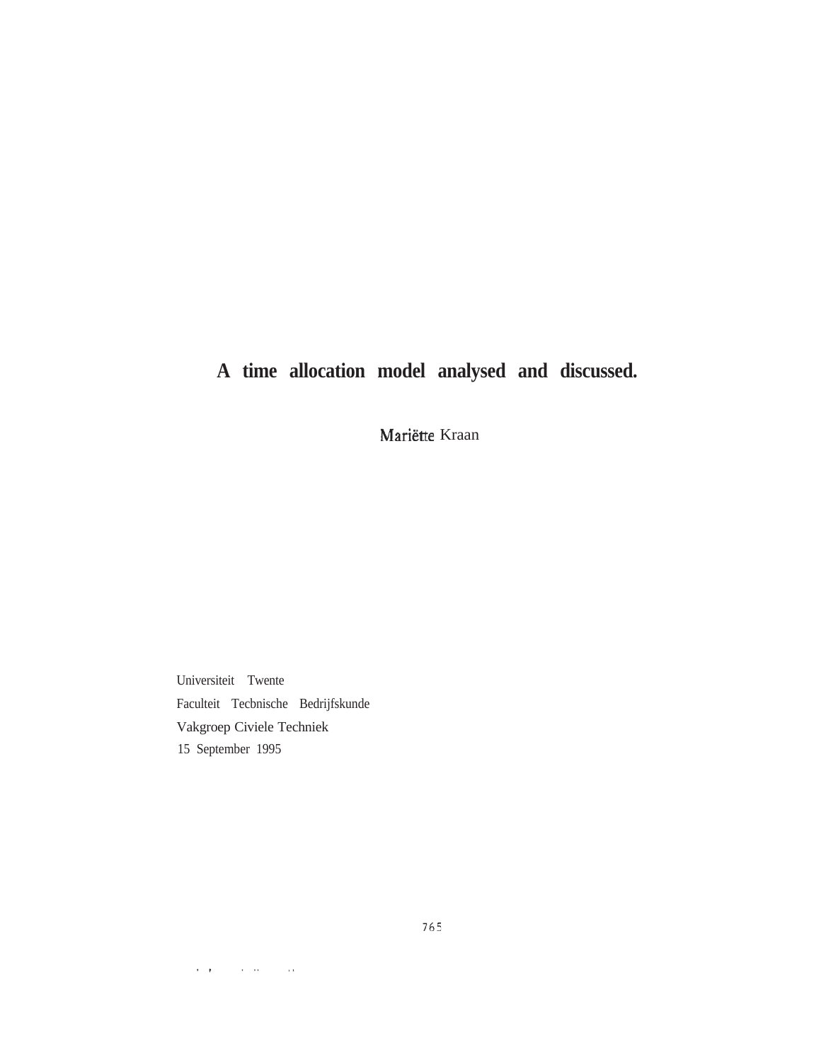# A time allocation model analysed and discussed.

Mariëtte Kraan

Universiteit Twente

Faculteit Tecbnische Bedrijfskunde

Vakgroep Civiele Techniek

15 September 1995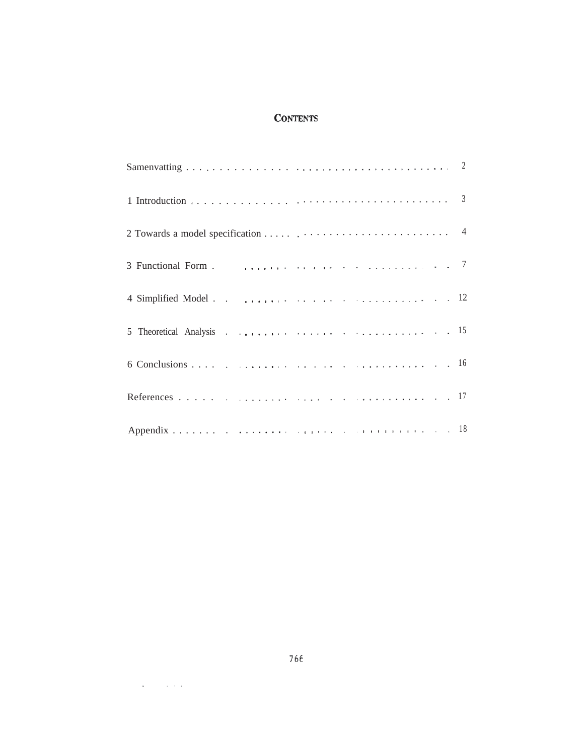# CONTENTS

| | |
|---|---|
| Samenvatting | 2 |
| 1 Introduction | 3 |
| 2 Towards a model specification | 4 |
| 3 Functional Form | 7 |
| 4 Simplified Model | 12 |
| 5 Theoretical Analysis | 15 |
| 6 Conclusions | 16 |
| References | 17 |
| Appendix | 18 |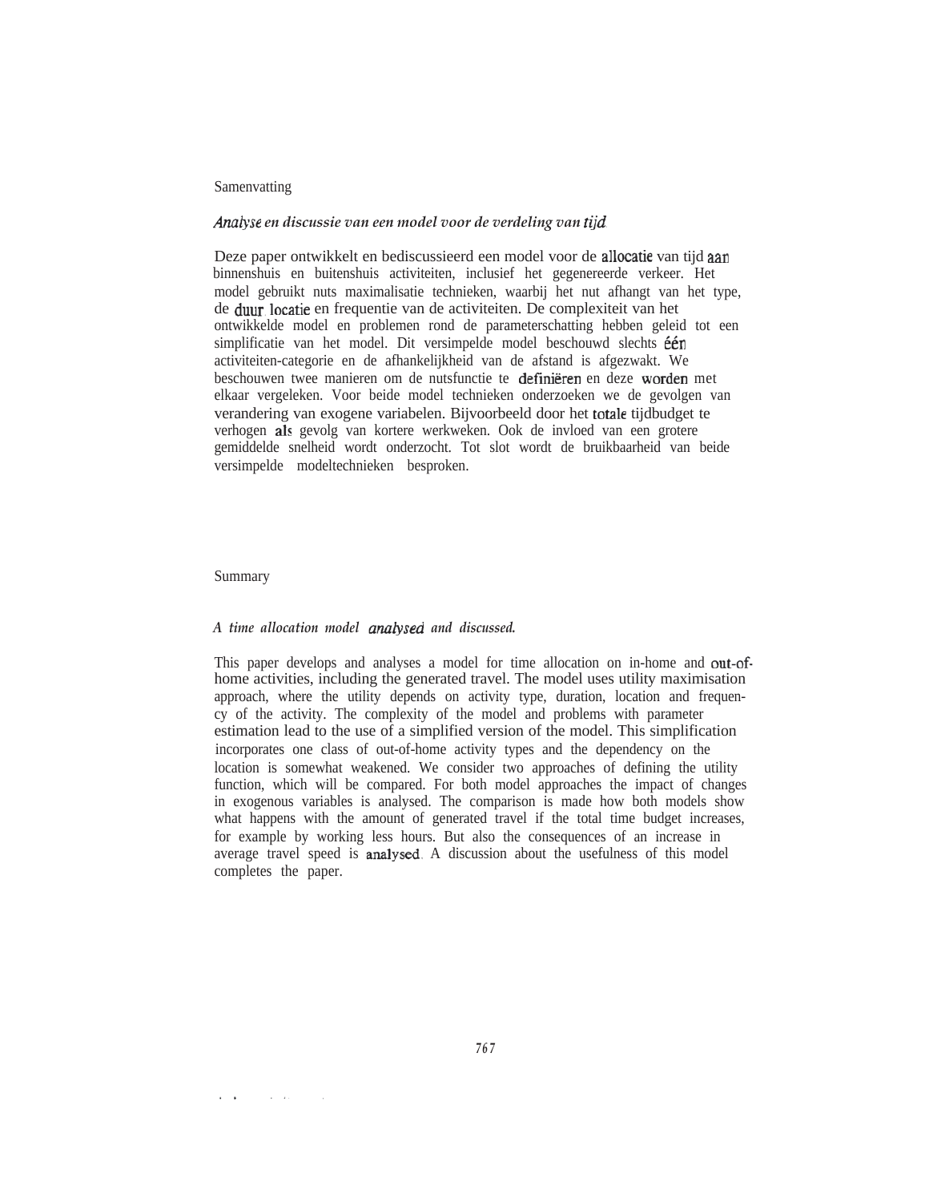Samenvatting

*Analyse en discussie van een model voor de verdeling van tijd.*

Deze paper ontwikkelt en bediscussieerd een model voor de allocatie van tijd aan binnenshuis en buitenshuis activiteiten, inclusief het gegenereerde verkeer. Het model gebruikt nuts maximalisatie technieken, waarbij het nut afhangt van het type, de duur locatie en frequentie van de activiteiten. De complexiteit van het ontwikkelde model en problemen rond de parameterschatting hebben geleid tot een simplificatie van het model. Dit versimpelde model beschouwd slechts één activiteiten-categorie en de afhankelijkheid van de afstand is afgezwakt. We beschouwen twee manieren om de nutsfunctie te definiëren en deze worden met elkaar vergeleken. Voor beide model technieken onderzoeken we de gevolgen van verandering van exogene variabelen. Bijvoorbeeld door het totale tijdbudget te verhogen als gevolg van kortere werkweken. Ook de invloed van een grotere gemiddelde snelheid wordt onderzocht. Tot slot wordt de bruikbaarheid van beide versimpelde modeltechnieken besproken.

Summary

*A time allocation model analysed and discussed.*

This paper develops and analyses a model for time allocation on in-home and out-of-home activities, including the generated travel. The model uses utility maximisation approach, where the utility depends on activity type, duration, location and frequency of the activity. The complexity of the model and problems with parameter estimation lead to the use of a simplified version of the model. This simplification incorporates one class of out-of-home activity types and the dependency on the location is somewhat weakened. We consider two approaches of defining the utility function, which will be compared. For both model approaches the impact of changes in exogenous variables is analysed. The comparison is made how both models show what happens with the amount of generated travel if the total time budget increases, for example by working less hours. But also the consequences of an increase in average travel speed is analysed. A discussion about the usefulness of this model completes the paper.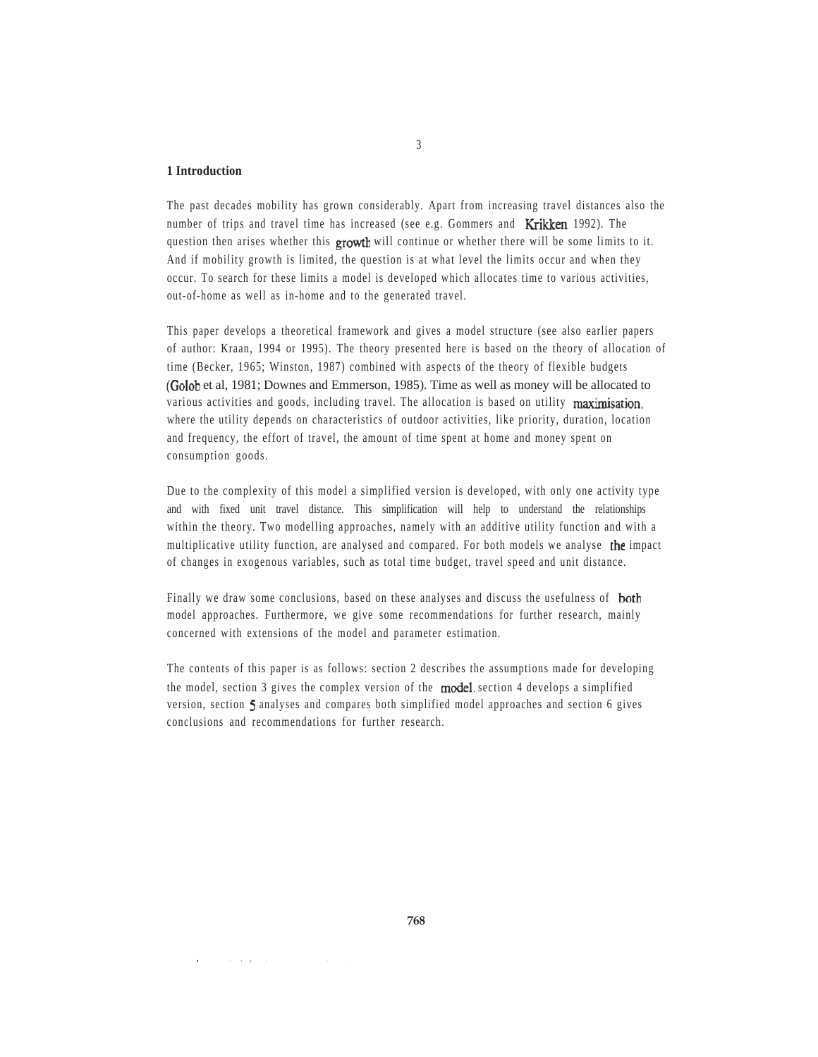## 1 Introduction

The past decades mobility has grown considerably. Apart from increasing travel distances also the number of trips and travel time has increased (see e.g. Gommers and Krikken 1992). The question then arises whether this growth will continue or whether there will be some limits to it. And if mobility growth is limited, the question is at what level the limits occur and when they occur. To search for these limits a model is developed which allocates time to various activities, out-of-home as well as in-home and to the generated travel.

This paper develops a theoretical framework and gives a model structure (see also earlier papers of author: Kraan, 1994 or 1995). The theory presented here is based on the theory of allocation of time (Becker, 1965; Winston, 1987) combined with aspects of the theory of flexible budgets (Golob et al, 1981; Downes and Emmerson, 1985). Time as well as money will be allocated to various activities and goods, including travel. The allocation is based on utility maximisation, where the utility depends on characteristics of outdoor activities, like priority, duration, location and frequency, the effort of travel, the amount of time spent at home and money spent on consumption goods.

Due to the complexity of this model a simplified version is developed, with only one activity type and with fixed unit travel distance. This simplification will help to understand the relationships within the theory. Two modelling approaches, namely with an additive utility function and with a multiplicative utility function, are analysed and compared. For both models we analyse the impact of changes in exogenous variables, such as total time budget, travel speed and unit distance.

Finally we draw some conclusions, based on these analyses and discuss the usefulness of both model approaches. Furthermore, we give some recommendations for further research, mainly concerned with extensions of the model and parameter estimation.

The contents of this paper is as follows: section 2 describes the assumptions made for developing the model, section 3 gives the complex version of the model, section 4 develops a simplified version, section 5 analyses and compares both simplified model approaches and section 6 gives conclusions and recommendations for further research.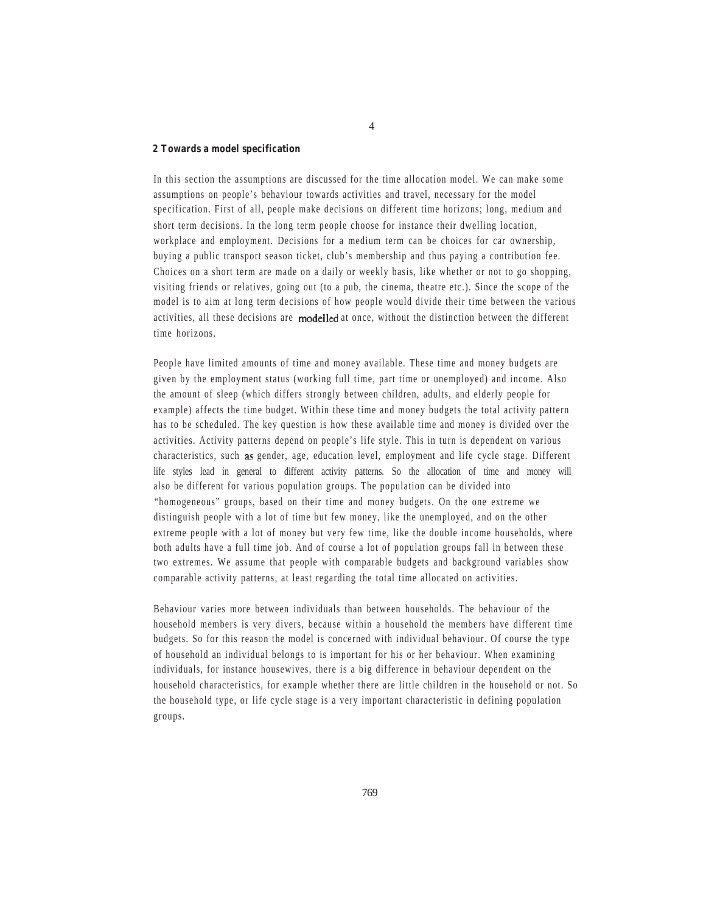## 2 Towards a model specification

In this section the assumptions are discussed for the time allocation model. We can make some assumptions on people's behaviour towards activities and travel, necessary for the model specification. First of all, people make decisions on different time horizons; long, medium and short term decisions. In the long term people choose for instance their dwelling location, workplace and employment. Decisions for a medium term can be choices for car ownership, buying a public transport season ticket, club's membership and thus paying a contribution fee. Choices on a short term are made on a daily or weekly basis, like whether or not to go shopping, visiting friends or relatives, going out (to a pub, the cinema, theatre etc.). Since the scope of the model is to aim at long term decisions of how people would divide their time between the various activities, all these decisions are modelled at once, without the distinction between the different time horizons.

People have limited amounts of time and money available. These time and money budgets are given by the employment status (working full time, part time or unemployed) and income. Also the amount of sleep (which differs strongly between children, adults, and elderly people for example) affects the time budget. Within these time and money budgets the total activity pattern has to be scheduled. The key question is how these available time and money is divided over the activities. Activity patterns depend on people's life style. This in turn is dependent on various characteristics, such as gender, age, education level, employment and life cycle stage. Different life styles lead in general to different activity patterns. So the allocation of time and money will also be different for various population groups. The population can be divided into "homogeneous" groups, based on their time and money budgets. On the one extreme we distinguish people with a lot of time but few money, like the unemployed, and on the other extreme people with a lot of money but very few time, like the double income households, where both adults have a full time job. And of course a lot of population groups fall in between these two extremes. We assume that people with comparable budgets and background variables show comparable activity patterns, at least regarding the total time allocated on activities.

Behaviour varies more between individuals than between households. The behaviour of the household members is very divers, because within a household the members have different time budgets. So for this reason the model is concerned with individual behaviour. Of course the type of household an individual belongs to is important for his or her behaviour. When examining individuals, for instance housewives, there is a big difference in behaviour dependent on the household characteristics, for example whether there are little children in the household or not. So the household type, or life cycle stage is a very important characteristic in defining population groups.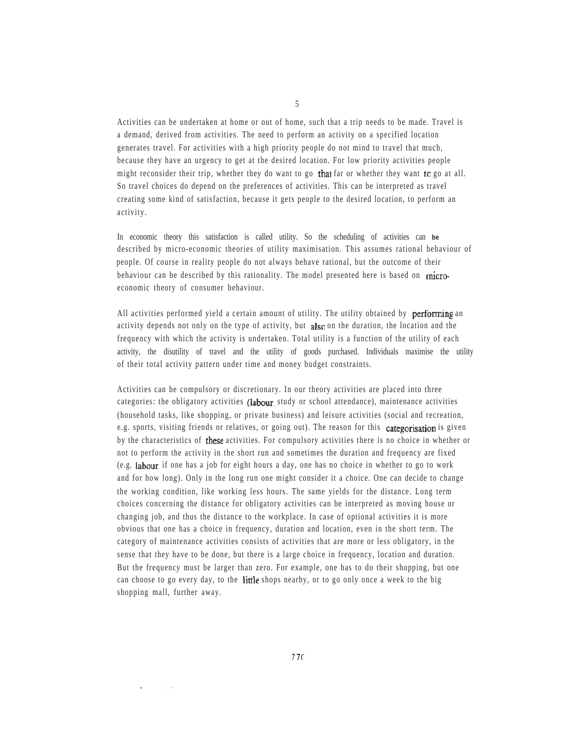Activities can be undertaken at home or out of home, such that a trip needs to be made. Travel is a demand, derived from activities. The need to perform an activity on a specified location generates travel. For activities with a high priority people do not mind to travel that much, because they have an urgency to get at the desired location. For low priority activities people might reconsider their trip, whether they do want to go that far or whether they want to go at all. So travel choices do depend on the preferences of activities. This can be interpreted as travel creating some kind of satisfaction, because it gets people to the desired location, to perform an activity.

In economic theory this satisfaction is called utility. So the scheduling of activities can be described by micro-economic theories of utility maximisation. This assumes rational behaviour of people. Of course in reality people do not always behave rational, but the outcome of their behaviour can be described by this rationality. The model presented here is based on micro-economic theory of consumer behaviour.

All activities performed yield a certain amount of utility. The utility obtained by performing an activity depends not only on the type of activity, but also on the duration, the location and the frequency with which the activity is undertaken. Total utility is a function of the utility of each activity, the disutility of travel and the utility of goods purchased. Individuals maximise the utility of their total activity pattern under time and money budget constraints.

Activities can be compulsory or discretionary. In our theory activities are placed into three categories: the obligatory activities (labour, study or school attendance), maintenance activities (household tasks, like shopping, or private business) and leisure activities (social and recreation, e.g. sports, visiting friends or relatives, or going out). The reason for this categorisation is given by the characteristics of these activities. For compulsory activities there is no choice in whether or not to perform the activity in the short run and sometimes the duration and frequency are fixed (e.g. labour if one has a job for eight hours a day, one has no choice in whether to go to work and for how long). Only in the long run one might consider it a choice. One can decide to change the working condition, like working less hours. The same yields for the distance. Long term choices concerning the distance for obligatory activities can be interpreted as moving house or changing job, and thus the distance to the workplace. In case of optional activities it is more obvious that one has a choice in frequency, duration and location, even in the short term. The category of maintenance activities consists of activities that are more or less obligatory, in the sense that they have to be done, but there is a large choice in frequency, location and duration. But the frequency must be larger than zero. For example, one has to do their shopping, but one can choose to go every day, to the little shops nearby, or to go only once a week to the big shopping mall, further away.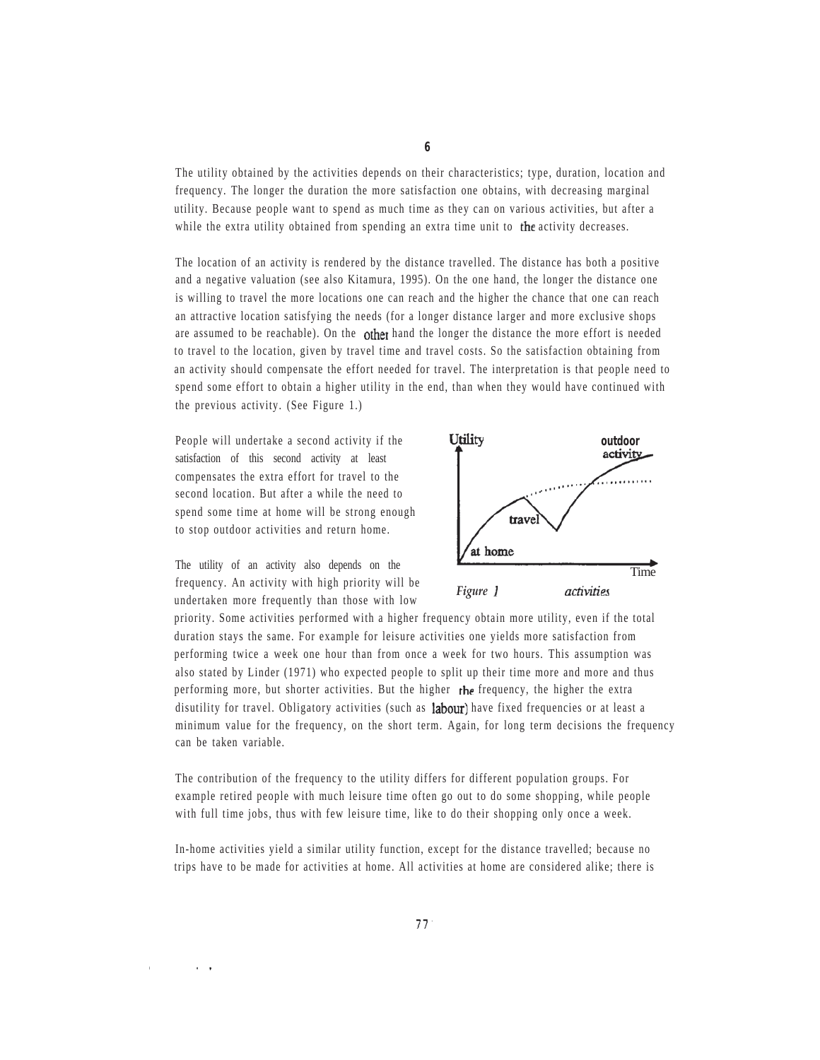The utility obtained by the activities depends on their characteristics; type, duration, location and frequency. The longer the duration the more satisfaction one obtains, with decreasing marginal utility. Because people want to spend as much time as they can on various activities, but after a while the extra utility obtained from spending an extra time unit to the activity decreases.

The location of an activity is rendered by the distance travelled. The distance has both a positive and a negative valuation (see also Kitamura, 1995). On the one hand, the longer the distance one is willing to travel the more locations one can reach and the higher the chance that one can reach an attractive location satisfying the needs (for a longer distance larger and more exclusive shops are assumed to be reachable). On the other hand the longer the distance the more effort is needed to travel to the location, given by travel time and travel costs. So the satisfaction obtaining from an activity should compensate the effort needed for travel. The interpretation is that people need to spend some effort to obtain a higher utility in the end, than when they would have continued with the previous activity. (See Figure 1.)

People will undertake a second activity if the satisfaction of this second activity at least compensates the extra effort for travel to the second location. But after a while the need to spend some time at home will be strong enough to stop outdoor activities and return home.

*Figure 1 activities*

The utility of an activity also depends on the frequency. An activity with high priority will be undertaken more frequently than those with low priority. Some activities performed with a higher frequency obtain more utility, even if the total duration stays the same. For example for leisure activities one yields more satisfaction from performing twice a week one hour than from once a week for two hours. This assumption was also stated by Linder (1971) who expected people to split up their time more and more and thus performing more, but shorter activities. But the higher the frequency, the higher the extra disutility for travel. Obligatory activities (such as labour) have fixed frequencies or at least a minimum value for the frequency, on the short term. Again, for long term decisions the frequency can be taken variable.

The contribution of the frequency to the utility differs for different population groups. For example retired people with much leisure time often go out to do some shopping, while people with full time jobs, thus with few leisure time, like to do their shopping only once a week.

In-home activities yield a similar utility function, except for the distance travelled; because no trips have to be made for activities at home. All activities at home are considered alike; there is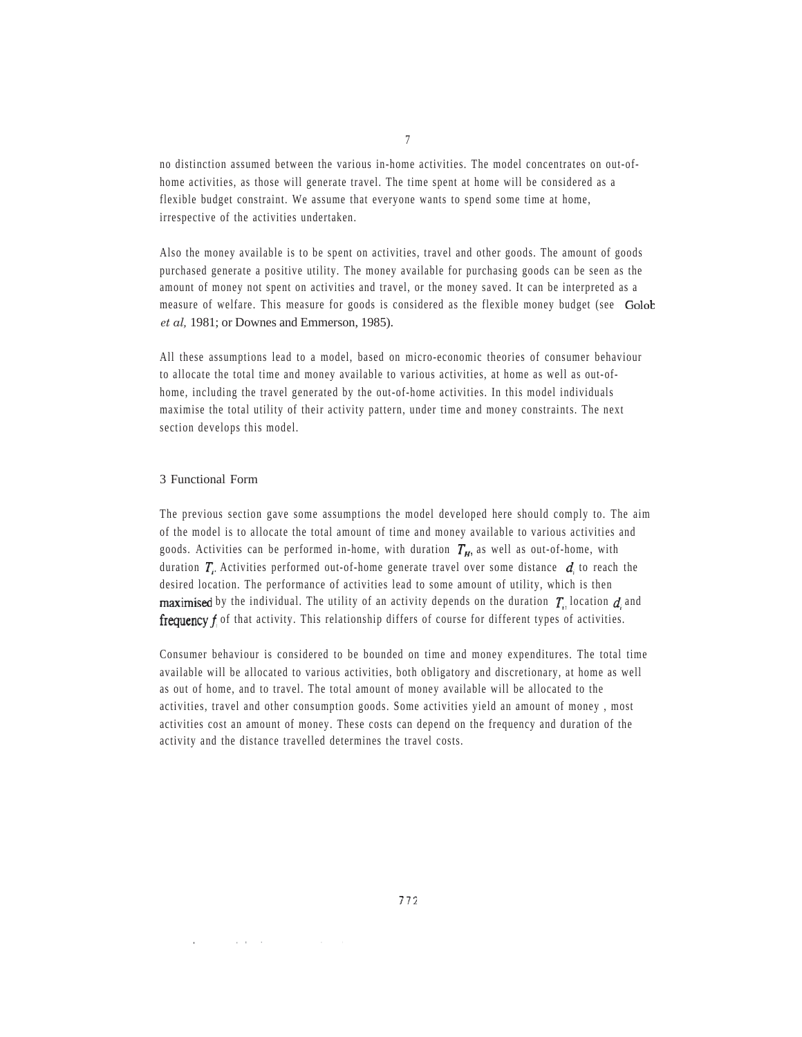no distinction assumed between the various in-home activities. The model concentrates on out-of-home activities, as those will generate travel. The time spent at home will be considered as a flexible budget constraint. We assume that everyone wants to spend some time at home, irrespective of the activities undertaken.

Also the money available is to be spent on activities, travel and other goods. The amount of goods purchased generate a positive utility. The money available for purchasing goods can be seen as the amount of money not spent on activities and travel, or the money saved. It can be interpreted as a measure of welfare. This measure for goods is considered as the flexible money budget (see Golob *et al,* 1981; or Downes and Emmerson, 1985).

All these assumptions lead to a model, based on micro-economic theories of consumer behaviour to allocate the total time and money available to various activities, at home as well as out-of-home, including the travel generated by the out-of-home activities. In this model individuals maximise the total utility of their activity pattern, under time and money constraints. The next section develops this model.

## 3 Functional Form

The previous section gave some assumptions the model developed here should comply to. The aim of the model is to allocate the total amount of time and money available to various activities and goods. Activities can be performed in-home, with duration $T_H$, as well as out-of-home, with duration $T_i$. Activities performed out-of-home generate travel over some distance $d_i$ to reach the desired location. The performance of activities lead to some amount of utility, which is then maximised by the individual. The utility of an activity depends on the duration $T_i$, location $d_i$ and frequency $f_i$ of that activity. This relationship differs of course for different types of activities.

Consumer behaviour is considered to be bounded on time and money expenditures. The total time available will be allocated to various activities, both obligatory and discretionary, at home as well as out of home, and to travel. The total amount of money available will be allocated to the activities, travel and other consumption goods. Some activities yield an amount of money , most activities cost an amount of money. These costs can depend on the frequency and duration of the activity and the distance travelled determines the travel costs.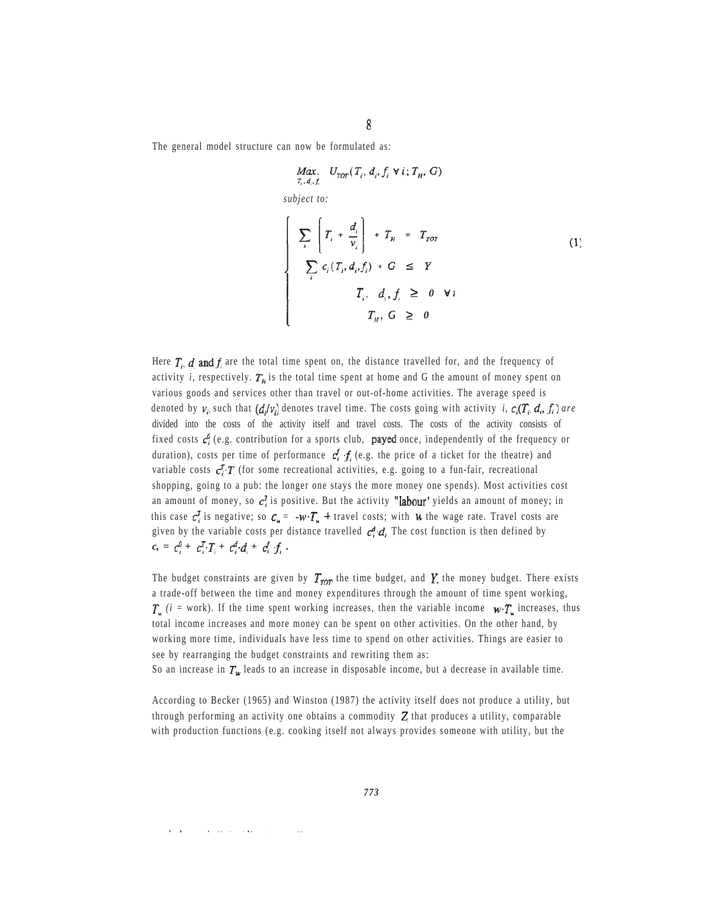The general model structure can now be formulated as:

$$\underset{T_i, d_i, f_i}{Max.} \quad U_{TOT}(T_i, d_i, f_i \; \forall i; T_H, G)$$

*subject to:*

$$\left\{ \begin{array}{l} \sum_i \left[ T_i + \frac{d_i}{v_i} \right] + T_H = T_{TOT} \\ \sum_i c_i(T_i, d_i, f_i) + G \leq Y \\ T_i, \; d_i, f_i \geq 0 \quad \forall i \\ T_H, G \geq 0 \end{array} \right. \tag{1}$$

Here $T_i$, $d_i$ and $f_i$ are the total time spent on, the distance travelled for, and the frequency of activity *i*, respectively. $T_H$ is the total time spent at home and G the amount of money spent on various goods and services other than travel or out-of-home activities. The average speed is denoted by $v_i$, such that $(d_i/v_i)$ denotes travel time. The costs going with activity *i*, $c_i(T_i, d_i, f_i)$ *are* divided into the costs of the activity itself and travel costs. The costs of the activity consists of fixed costs $c_i^0$ (e.g. contribution for a sports club, payed once, independently of the frequency or duration), costs per time of performance $c_i^f \cdot f_i$ (e.g. the price of a ticket for the theatre) and variable costs $c_i^T \cdot T_i$ (for some recreational activities, e.g. going to a fun-fair, recreational shopping, going to a pub: the longer one stays the more money one spends). Most activities cost an amount of money, so $c_i^T$ is positive. But the activity "labour" yields an amount of money; in this case $c_i^T$ is negative; so $c_w = -w \cdot T_w$ + travel costs; with $w$ the wage rate. Travel costs are given by the variable costs per distance travelled $c_i^d \cdot d_i$. The cost function is then defined by $c_i = c_i^0 + c_i^T \cdot T_i + c_i^d \cdot d_i + c_i^f \cdot f_i$ .

The budget constraints are given by $T_{TOT}$, the time budget, and $Y$, the money budget. There exists a trade-off between the time and money expenditures through the amount of time spent working, $T_w$ (*i* = work). If the time spent working increases, then the variable income $w \cdot T_w$ increases, thus total income increases and more money can be spent on other activities. On the other hand, by working more time, individuals have less time to spend on other activities. Things are easier to see by rearranging the budget constraints and rewriting them as:
So an increase in $T_w$ leads to an increase in disposable income, but a decrease in available time.

According to Becker (1965) and Winston (1987) the activity itself does not produce a utility, but through performing an activity one obtains a commodity $Z_i$ that produces a utility, comparable with production functions (e.g. cooking itself not always provides someone with utility, but the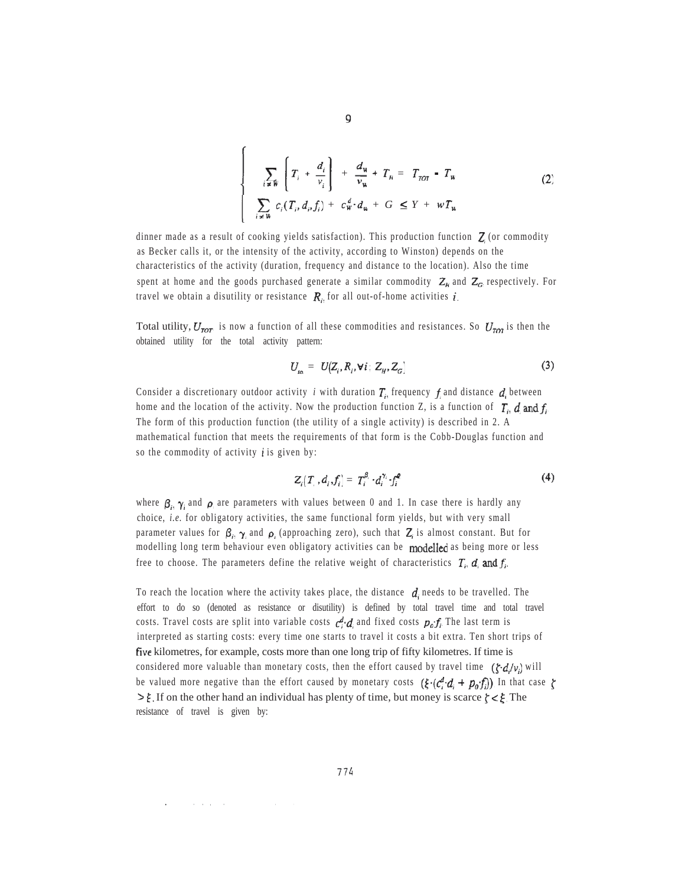$$\begin{cases} \sum_{i \neq W} \left( T_i + \frac{d_i}{v_i} \right) + \frac{d_W}{v_W} + T_H = T_{TOT} - T_W \\ \sum_{i \neq W} c_i(T_i, d_i, f_i) + c_W^d \cdot d_W + G \leq Y + wT_W \end{cases} \tag{2}$$

dinner made as a result of cooking yields satisfaction). This production function $Z_i$ (or commodity as Becker calls it, or the intensity of the activity, according to Winston) depends on the characteristics of the activity (duration, frequency and distance to the location). Also the time spent at home and the goods purchased generate a similar commodity $Z_H$ and $Z_G$ respectively. For travel we obtain a disutility or resistance $R_i$ for all out-of-home activities $i$.

Total utility, $U_{TOT}$ is now a function of all these commodities and resistances. So $U_{TOT}$ is then the obtained utility for the total activity pattern:

$$U_{tot} = U(Z_i, R_i, \forall i; Z_H, Z_G) \tag{3}$$

Consider a discretionary outdoor activity $i$ with duration $T_i$, frequency $f_i$ and distance $d_i$ between home and the location of the activity. Now the production function Z, is a function of $T_i$, $d_i$ and $f_i$. The form of this production function (the utility of a single activity) is described in 2. A mathematical function that meets the requirements of that form is the Cobb-Douglas function and so the commodity of activity $i$ is given by:

$$Z_i(T_i, d_i, f_i) = T_i^{\beta_i} \cdot d_i^{\gamma_i} \cdot f_i^{\rho_i} \tag{4}$$

where $\beta_i$, $\gamma_i$ and $\rho_i$ are parameters with values between 0 and 1. In case there is hardly any choice, *i.e.* for obligatory activities, the same functional form yields, but with very small parameter values for $\beta_i$, $\gamma_i$ and $\rho_i$ (approaching zero), such that $Z_i$ is almost constant. But for modelling long term behaviour even obligatory activities can be modelled as being more or less free to choose. The parameters define the relative weight of characteristics $T_i$, $d_i$ and $f_i$.

To reach the location where the activity takes place, the distance $d_i$ needs to be travelled. The effort to do so (denoted as resistance or disutility) is defined by total travel time and total travel costs. Travel costs are split into variable costs $c_i^d \cdot d_i$ and fixed costs $p_0 \cdot f_i$. The last term is interpreted as starting costs: every time one starts to travel it costs a bit extra. Ten short trips of five kilometres, for example, costs more than one long trip of fifty kilometres. If time is considered more valuable than monetary costs, then the effort caused by travel time $(\zeta \cdot d_i/v_i)$ will be valued more negative than the effort caused by monetary costs $(\xi \cdot (c_i^d \cdot d_i + p_0 \cdot f_i))$. In that case $\zeta > \xi$. If on the other hand an individual has plenty of time, but money is scarce $\zeta < \xi$. The resistance of travel is given by: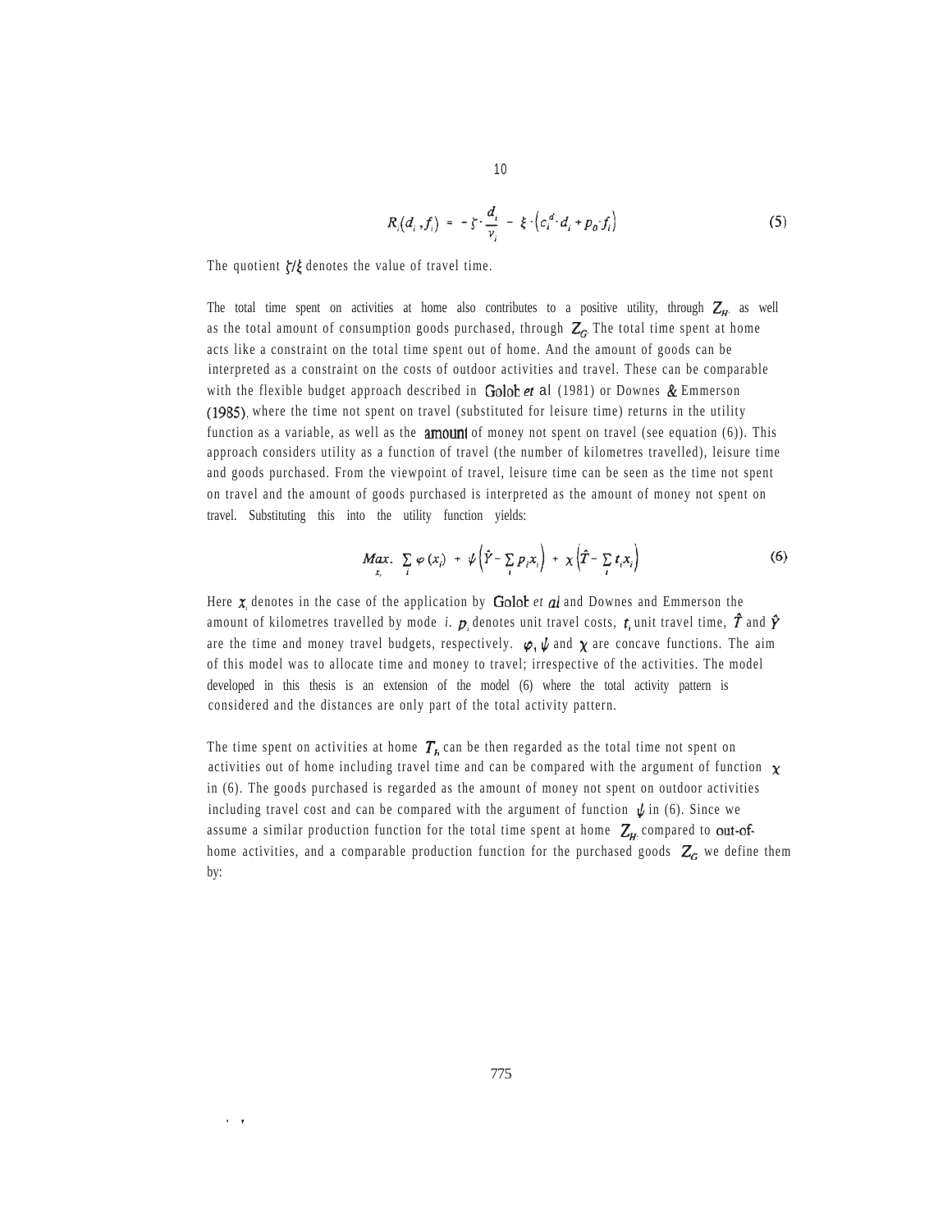$$R_i(d_i, f_i) = -\zeta \cdot \frac{d_i}{v_i} - \xi \cdot \left(c_i^d \cdot d_i + p_0 \cdot f_i\right) \tag{5}$$

The quotient $\zeta/\xi$ denotes the value of travel time.

The total time spent on activities at home also contributes to a positive utility, through $Z_H$, as well as the total amount of consumption goods purchased, through $Z_G$. The total time spent at home acts like a constraint on the total time spent out of home. And the amount of goods can be interpreted as a constraint on the costs of outdoor activities and travel. These can be comparable with the flexible budget approach described in Golob *et al* (1981) or Downes & Emmerson (1985), where the time not spent on travel (substituted for leisure time) returns in the utility function as a variable, as well as the amount of money not spent on travel (see equation (6)). This approach considers utility as a function of travel (the number of kilometres travelled), leisure time and goods purchased. From the viewpoint of travel, leisure time can be seen as the time not spent on travel and the amount of goods purchased is interpreted as the amount of money not spent on travel. Substituting this into the utility function yields:

$$\underset{x_i}{Max.} \sum_i \varphi(x_i) + \psi\left(\hat{Y} - \sum_i p_i x_i\right) + \chi\left(\hat{T} - \sum_i t_i x_i\right) \tag{6}$$

Here $x_i$ denotes in the case of the application by Golob *et al* and Downes and Emmerson the amount of kilometres travelled by mode *i*. $p_i$ denotes unit travel costs, $t_i$ unit travel time, $\hat{T}$ and $\hat{Y}$ are the time and money travel budgets, respectively. $\varphi$, $\psi$ and $\chi$ are concave functions. The aim of this model was to allocate time and money to travel; irrespective of the activities. The model developed in this thesis is an extension of the model (6) where the total activity pattern is considered and the distances are only part of the total activity pattern.

The time spent on activities at home $T_h$ can be then regarded as the total time not spent on activities out of home including travel time and can be compared with the argument of function $\chi$ in (6). The goods purchased is regarded as the amount of money not spent on outdoor activities including travel cost and can be compared with the argument of function $\psi$ in (6). Since we assume a similar production function for the total time spent at home $Z_H$ compared to out-of-home activities, and a comparable production function for the purchased goods $Z_G$ we define them by: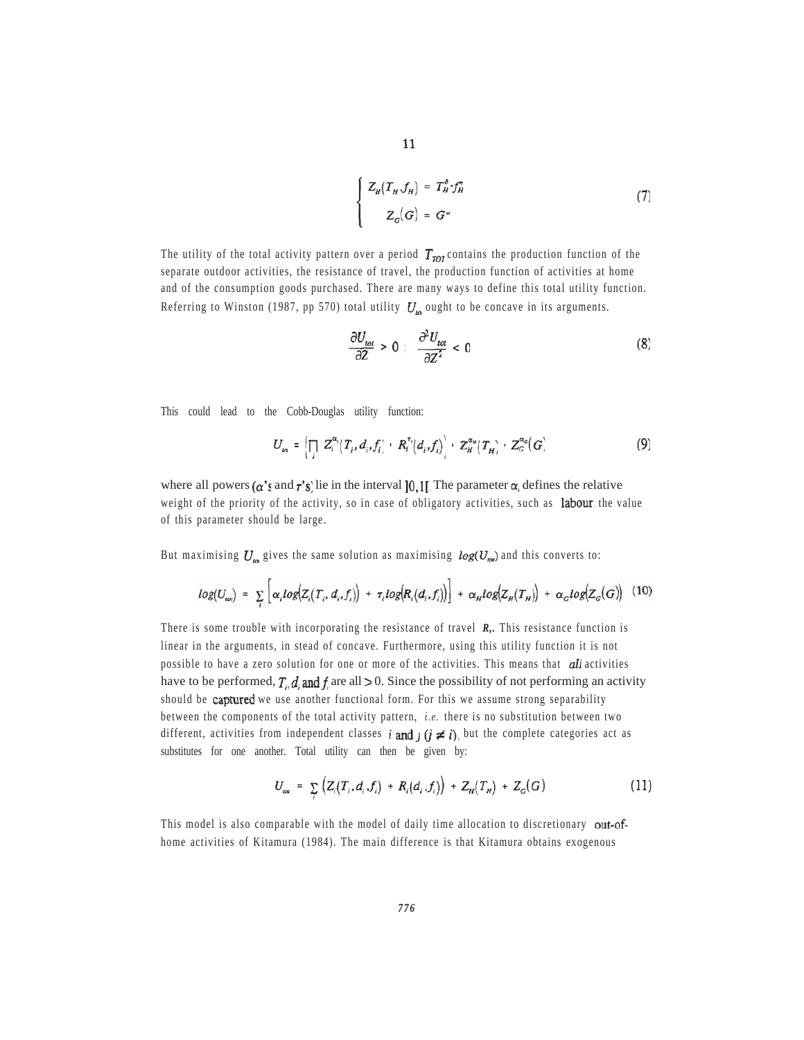$$\begin{cases} Z_H(T_H, f_H) = T_H^{\delta} \cdot f_H^{\eta} \\ Z_G(G) = G^{\omega} \end{cases} \tag{7}$$

The utility of the total activity pattern over a period $T_{TOT}$ contains the production function of the separate outdoor activities, the resistance of travel, the production function of activities at home and of the consumption goods purchased. There are many ways to define this total utility function. Referring to Winston (1987, pp 570) total utility $U_{tot}$ ought to be concave in its arguments.

$$\frac{\partial U_{tot}}{\partial Z} > 0 \; ; \quad \frac{\partial^2 U_{tot}}{\partial Z^2} < 0 \tag{8}$$

This could lead to the Cobb-Douglas utility function:

$$U_{tot} = \left\{ \prod_i Z_i^{\alpha_i}(T_i, d_i, f_i) \cdot R_i^{\tau_i}(d_i, f_i) \right\} \cdot Z_H^{\alpha_H}(T_H) \cdot Z_G^{\alpha_G}(G) \tag{9}$$

where all powers ($\alpha$'s and $\tau$'s) lie in the interval $]0,1[$. The parameter $\alpha_i$ defines the relative weight of the priority of the activity, so in case of obligatory activities, such as labour, the value of this parameter should be large.

But maximising $U_{tot}$ gives the same solution as maximising $log(U_{tot})$ and this converts to:

$$log(U_{tot}) = \sum_i \left[ \alpha_i log\big(Z_i(T_i, d_i, f_i)\big) + \tau_i log\big(R_i(d_i, f_i)\big) \right] + \alpha_H log\big(Z_H(T_H)\big) + \alpha_G log\big(Z_G(G)\big) \tag{10}$$

There is some trouble with incorporating the resistance of travel $R_i$. This resistance function is linear in the arguments, in stead of concave. Furthermore, using this utility function it is not possible to have a zero solution for one or more of the activities. This means that *all* activities have to be performed, $T_i$, $d_i$ and $f_i$ are all $> 0$. Since the possibility of not performing an activity should be captured we use another functional form. For this we assume strong separability between the components of the total activity pattern, *i.e.* there is no substitution between two different, activities from independent classes $i$ and $j$ ($j \neq i$), but the complete categories act as substitutes for one another. Total utility can then be given by:

$$U_{tot} = \sum_i \big( Z_i(T_i, d_i, f_i) + R_i(d_i, f_i) \big) + Z_H(T_H) + Z_G(G) \tag{11}$$

This model is also comparable with the model of daily time allocation to discretionary out-of-home activities of Kitamura (1984). The main difference is that Kitamura obtains exogenous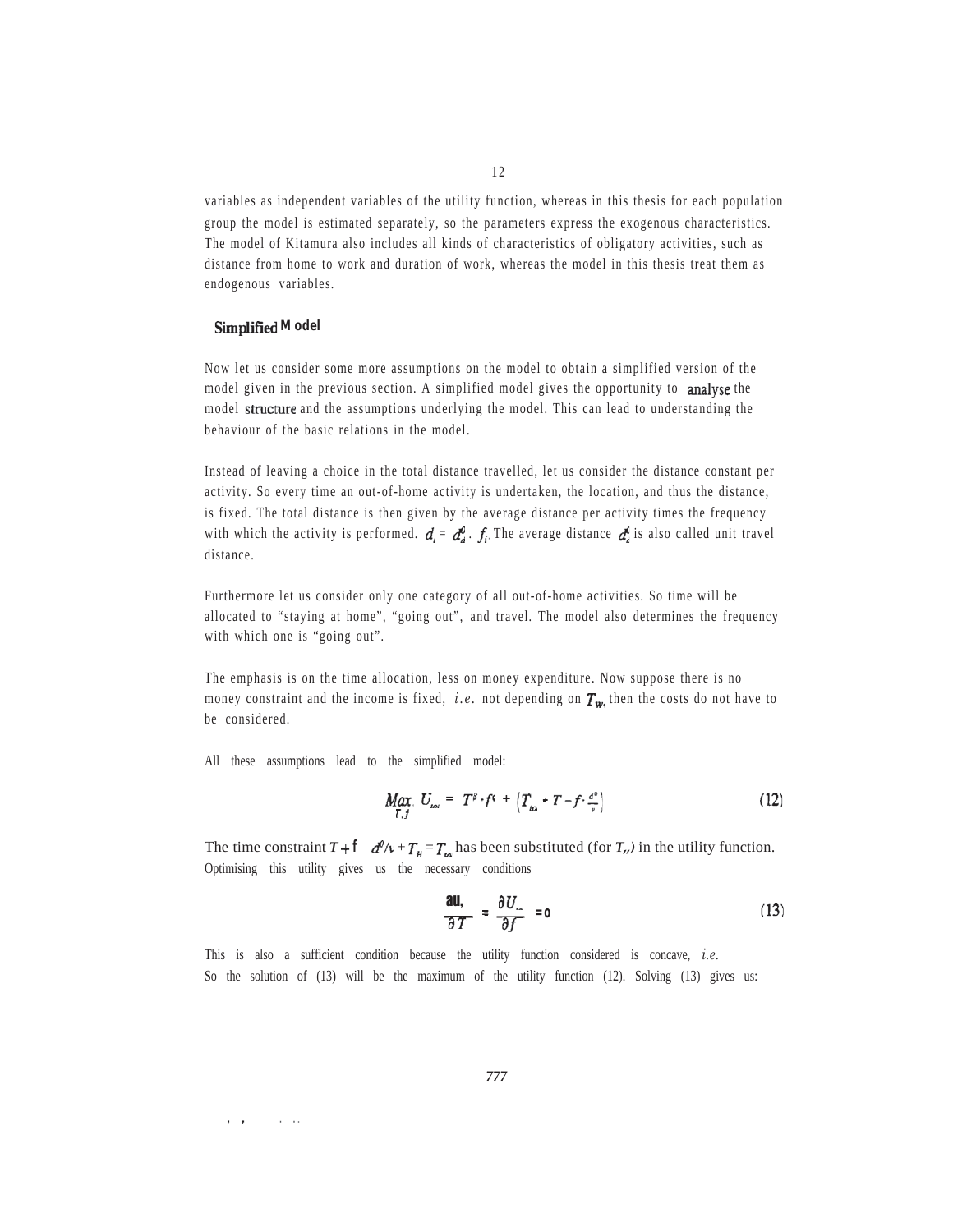variables as independent variables of the utility function, whereas in this thesis for each population group the model is estimated separately, so the parameters express the exogenous characteristics. The model of Kitamura also includes all kinds of characteristics of obligatory activities, such as distance from home to work and duration of work, whereas the model in this thesis treat them as endogenous variables.

### Simplified Model

Now let us consider some more assumptions on the model to obtain a simplified version of the model given in the previous section. A simplified model gives the opportunity to analyse the model structure and the assumptions underlying the model. This can lead to understanding the behaviour of the basic relations in the model.

Instead of leaving a choice in the total distance travelled, let us consider the distance constant per activity. So every time an out-of-home activity is undertaken, the location, and thus the distance, is fixed. The total distance is then given by the average distance per activity times the frequency with which the activity is performed. $d_i = d_i^0 \cdot f_i$. The average distance $d_i^0$ is also called unit travel distance.

Furthermore let us consider only one category of all out-of-home activities. So time will be allocated to "staying at home", "going out", and travel. The model also determines the frequency with which one is "going out".

The emphasis is on the time allocation, less on money expenditure. Now suppose there is no money constraint and the income is fixed, *i.e.* not depending on $T_w$, then the costs do not have to be considered.

All these assumptions lead to the simplified model:

$$\underset{T,f}{Max}\ U_{tot} = T^{\beta} \cdot f^{\epsilon} + \left(T_{tot} - T - f \cdot \frac{d^0}{v}\right) \tag{12}$$

The time constraint $T + f \cdot d^0/v + T_H = T_{tot}$ has been substituted (for $T_H$) in the utility function. Optimising this utility gives us the necessary conditions

$$\frac{\partial U_{tot}}{\partial T} = \frac{\partial U_{tot}}{\partial f} = 0 \tag{13}$$

This is also a sufficient condition because the utility function considered is concave, *i.e.* So the solution of (13) will be the maximum of the utility function (12). Solving (13) gives us: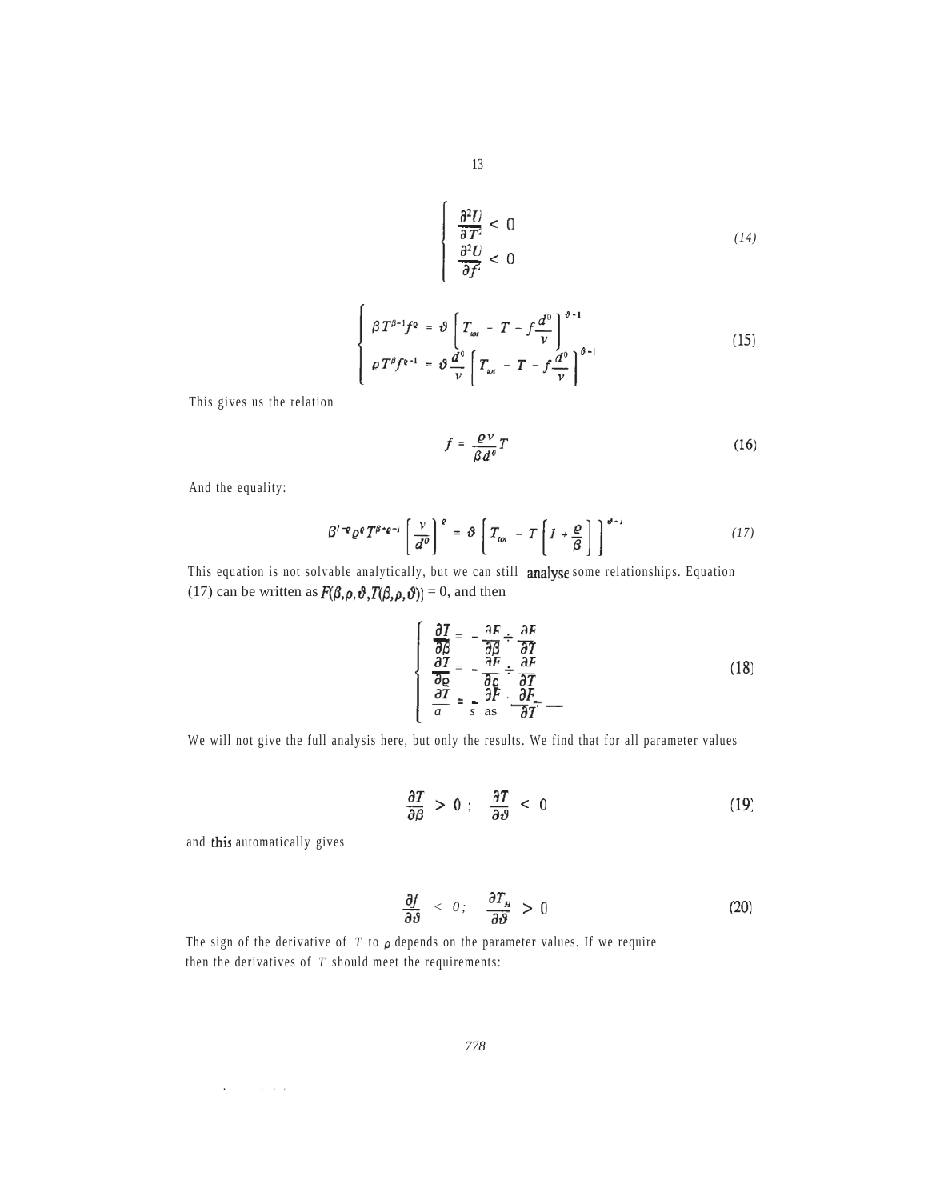$$
\begin{cases}
\dfrac{\partial^2 U}{\partial T^2} < 0 \\
\dfrac{\partial^2 U}{\partial f^2} < 0
\end{cases}
\tag{14}
$$

$$
\begin{cases}
\beta T^{\beta-1} f^{\varrho} = \vartheta \left[ T_{tot} - T - f \dfrac{d^0}{v} \right]^{\vartheta-1} \\
\varrho T^{\beta} f^{\varrho-1} = \vartheta \dfrac{d^0}{v} \left[ T_{tot} - T - f \dfrac{d^0}{v} \right]^{\vartheta-1}
\end{cases}
\tag{15}
$$

This gives us the relation

$$
f = \frac{\varrho v}{\beta d^0} T \tag{16}
$$

And the equality:

$$
\beta^{1-\varrho} \varrho^{\varrho} T^{\beta+\varrho-1} \left[ \frac{v}{d^0} \right]^{\varrho} = \vartheta \left[ T_{tot} - T \left[ 1 + \frac{\varrho}{\beta} \right] \right]^{\vartheta-1} \tag{17}
$$

This equation is not solvable analytically, but we can still analyse some relationships. Equation (17) can be written as $F(\beta, \varrho, \vartheta, T(\beta, \varrho, \vartheta)) = 0$, and then

$$
\begin{cases}
\dfrac{\partial T}{\partial \beta} = - \dfrac{\partial F}{\partial \beta} \div \dfrac{\partial F}{\partial T} \\
\dfrac{\partial T}{\partial \varrho} = - \dfrac{\partial F}{\partial \varrho} \div \dfrac{\partial F}{\partial T} \\
\dfrac{\partial T}{\partial \vartheta} = - \dfrac{\partial F}{\partial \vartheta} \div \dfrac{\partial F}{\partial T}
\end{cases}
\tag{18}
$$

We will not give the full analysis here, but only the results. We find that for all parameter values

$$
\frac{\partial T}{\partial \beta} > 0 \; ; \quad \frac{\partial T}{\partial \vartheta} < 0 \tag{19}
$$

and this automatically gives

$$
\frac{\partial f}{\partial \vartheta} < 0 ; \quad \frac{\partial T_H}{\partial \vartheta} > 0 \tag{20}
$$

The sign of the derivative of $T$ to $\varrho$ depends on the parameter values. If we require then the derivatives of $T$ should meet the requirements: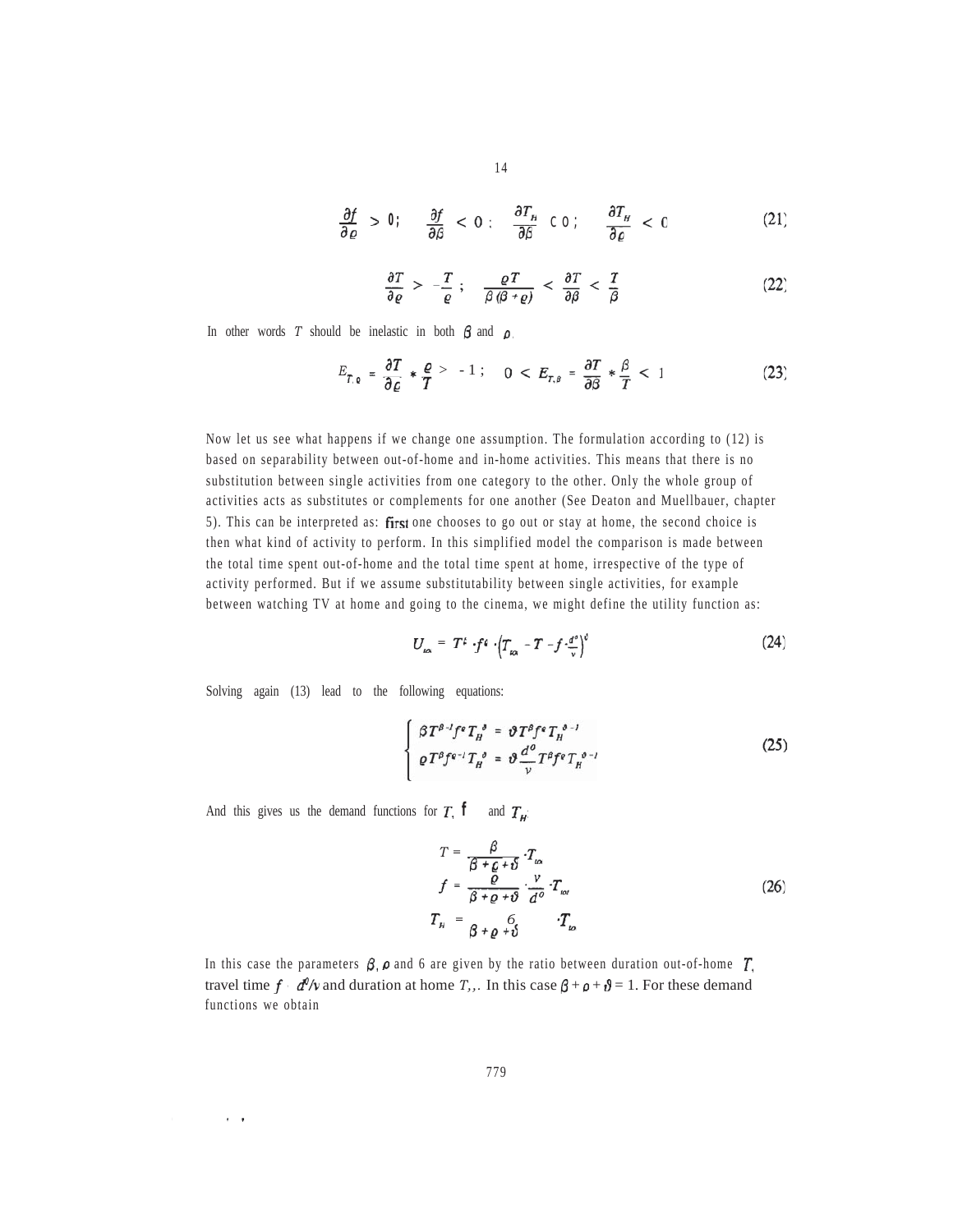$$\frac{\partial f}{\partial \varrho} > 0; \quad \frac{\partial f}{\partial \beta} < 0; \quad \frac{\partial T_H}{\partial \beta} < 0; \quad \frac{\partial T_H}{\partial \varrho} < 0 \tag{21}$$

$$\frac{\partial T}{\partial \varrho} > -\frac{T}{\varrho}; \quad \frac{\varrho T}{\beta(\beta+\varrho)} < \frac{\partial T}{\partial \beta} < \frac{T}{\beta} \tag{22}$$

In other words $T$ should be inelastic in both $\beta$ and $\rho$.

$$E_{T,\varrho} = \frac{\partial T}{\partial \varrho} * \frac{\varrho}{T} > -1; \quad 0 < E_{T,\beta} = \frac{\partial T}{\partial \beta} * \frac{\beta}{T} < 1 \tag{23}$$

Now let us see what happens if we change one assumption. The formulation according to (12) is based on separability between out-of-home and in-home activities. This means that there is no substitution between single activities from one category to the other. Only the whole group of activities acts as substitutes or complements for one another (See Deaton and Muellbauer, chapter 5). This can be interpreted as: first one chooses to go out or stay at home, the second choice is then what kind of activity to perform. In this simplified model the comparison is made between the total time spent out-of-home and the total time spent at home, irrespective of the type of activity performed. But if we assume substitutability between single activities, for example between watching TV at home and going to the cinema, we might define the utility function as:

$$U_{tot} = T^{\beta} \cdot f^{\varrho} \cdot \left(T_{tot} - T - f \cdot \frac{d^{o}}{v}\right)^{\vartheta} \tag{24}$$

Solving again (13) lead to the following equations:

$$\begin{cases} \beta T^{\beta-1} f^{\varrho} T_H^{\vartheta} = \vartheta T^{\beta} f^{\varrho} T_H^{\vartheta-1} \\ \varrho T^{\beta} f^{\varrho-1} T_H^{\vartheta} = \vartheta \dfrac{d^{o}}{v} T^{\beta} f^{\varrho} T_H^{\vartheta-1} \end{cases} \tag{25}$$

And this gives us the demand functions for $T$, $f$ and $T_H$:

$$\begin{aligned} T &= \frac{\beta}{\beta+\varrho+\vartheta} \cdot T_{tot} \\ f &= \frac{\varrho}{\beta+\varrho+\vartheta} \cdot \frac{v}{d^{o}} \cdot T_{tot} \\ T_H &= \frac{\vartheta}{\beta+\varrho+\vartheta} \cdot T_{tot} \end{aligned} \tag{26}$$

In this case the parameters $\beta$, $\rho$ and $\vartheta$ are given by the ratio between duration out-of-home $T$, travel time $f \cdot d^{0}/v$ and duration at home $T_H$. In this case $\beta + \rho + \vartheta = 1$. For these demand functions we obtain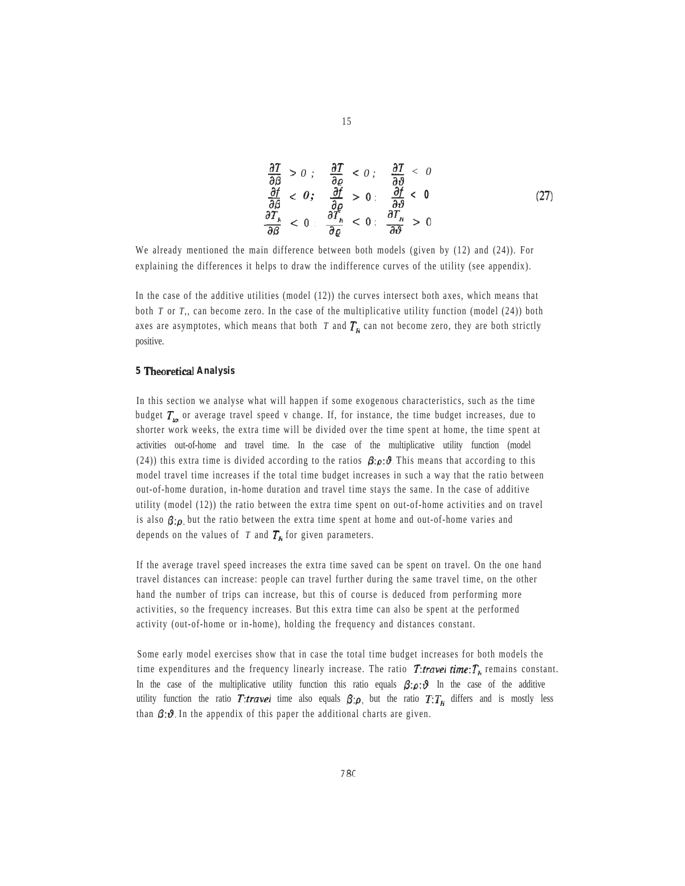$$
\begin{aligned}
&\frac{\partial T}{\partial \beta} > 0 ; \quad \frac{\partial T}{\partial \varrho} < 0 ; \quad \frac{\partial T}{\partial \vartheta} < 0 \\
&\frac{\partial f}{\partial \beta} < 0 ; \quad \frac{\partial f}{\partial \varrho} > 0 ; \quad \frac{\partial f}{\partial \vartheta} < 0 \\
&\frac{\partial T_H}{\partial \beta} < 0 ; \quad \frac{\partial T_H}{\partial \varrho} < 0 ; \quad \frac{\partial T_H}{\partial \vartheta} > 0
\end{aligned} \tag{27}
$$

We already mentioned the main difference between both models (given by (12) and (24)). For explaining the differences it helps to draw the indifference curves of the utility (see appendix).

In the case of the additive utilities (model (12)) the curves intersect both axes, which means that both $T$ or $T_H$ can become zero. In the case of the multiplicative utility function (model (24)) both axes are asymptotes, which means that both $T$ and $T_H$ can not become zero, they are both strictly positive.

## 5 Theoretical Analysis

In this section we analyse what will happen if some exogenous characteristics, such as the time budget $T_{tot}$ or average travel speed v change. If, for instance, the time budget increases, due to shorter work weeks, the extra time will be divided over the time spent at home, the time spent at activities out-of-home and travel time. In the case of the multiplicative utility function (model (24)) this extra time is divided according to the ratios $\beta:\rho:\vartheta$. This means that according to this model travel time increases if the total time budget increases in such a way that the ratio between out-of-home duration, in-home duration and travel time stays the same. In the case of additive utility (model (12)) the ratio between the extra time spent on out-of-home activities and on travel is also $\beta:\rho$, but the ratio between the extra time spent at home and out-of-home varies and depends on the values of $T$ and $T_H$ for given parameters.

If the average travel speed increases the extra time saved can be spent on travel. On the one hand travel distances can increase: people can travel further during the same travel time, on the other hand the number of trips can increase, but this of course is deduced from performing more activities, so the frequency increases. But this extra time can also be spent at the performed activity (out-of-home or in-home), holding the frequency and distances constant.

Some early model exercises show that in case the total time budget increases for both models the time expenditures and the frequency linearly increase. The ratio $T$:*travel time*:$T_H$ remains constant. In the case of the multiplicative utility function this ratio equals $\beta:\rho:\vartheta$. In the case of the additive utility function the ratio $T$:*travel* time also equals $\beta:\rho$, but the ratio $T:T_H$ differs and is mostly less than $\beta:\vartheta$. In the appendix of this paper the additional charts are given.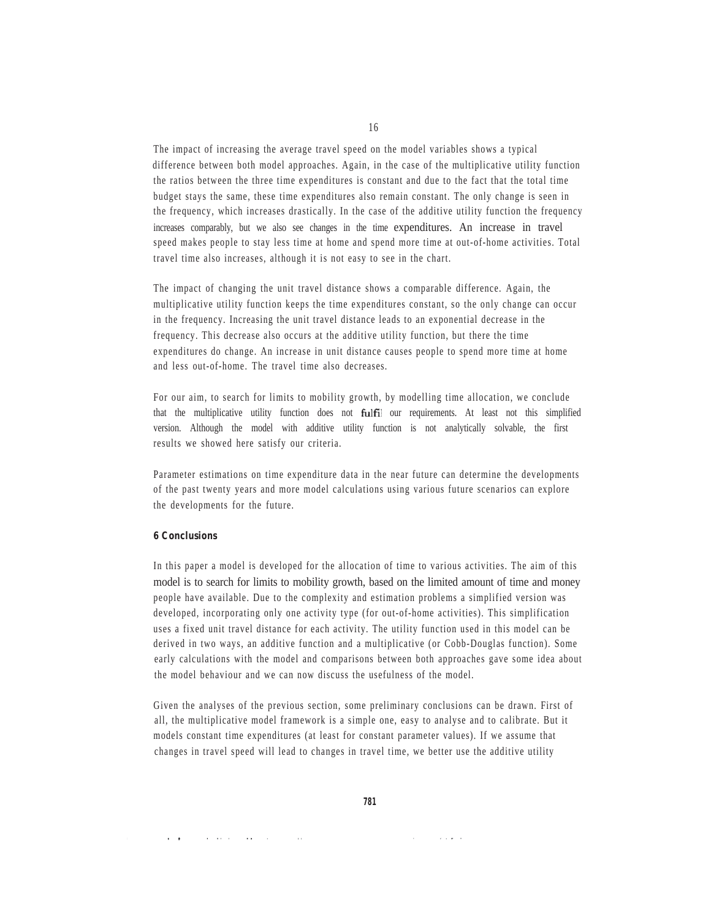The impact of increasing the average travel speed on the model variables shows a typical difference between both model approaches. Again, in the case of the multiplicative utility function the ratios between the three time expenditures is constant and due to the fact that the total time budget stays the same, these time expenditures also remain constant. The only change is seen in the frequency, which increases drastically. In the case of the additive utility function the frequency increases comparably, but we also see changes in the time expenditures. An increase in travel speed makes people to stay less time at home and spend more time at out-of-home activities. Total travel time also increases, although it is not easy to see in the chart.

The impact of changing the unit travel distance shows a comparable difference. Again, the multiplicative utility function keeps the time expenditures constant, so the only change can occur in the frequency. Increasing the unit travel distance leads to an exponential decrease in the frequency. This decrease also occurs at the additive utility function, but there the time expenditures do change. An increase in unit distance causes people to spend more time at home and less out-of-home. The travel time also decreases.

For our aim, to search for limits to mobility growth, by modelling time allocation, we conclude that the multiplicative utility function does not fulfil our requirements. At least not this simplified version. Although the model with additive utility function is not analytically solvable, the first results we showed here satisfy our criteria.

Parameter estimations on time expenditure data in the near future can determine the developments of the past twenty years and more model calculations using various future scenarios can explore the developments for the future.

## 6 Conclusions

In this paper a model is developed for the allocation of time to various activities. The aim of this model is to search for limits to mobility growth, based on the limited amount of time and money people have available. Due to the complexity and estimation problems a simplified version was developed, incorporating only one activity type (for out-of-home activities). This simplification uses a fixed unit travel distance for each activity. The utility function used in this model can be derived in two ways, an additive function and a multiplicative (or Cobb-Douglas function). Some early calculations with the model and comparisons between both approaches gave some idea about the model behaviour and we can now discuss the usefulness of the model.

Given the analyses of the previous section, some preliminary conclusions can be drawn. First of all, the multiplicative model framework is a simple one, easy to analyse and to calibrate. But it models constant time expenditures (at least for constant parameter values). If we assume that changes in travel speed will lead to changes in travel time, we better use the additive utility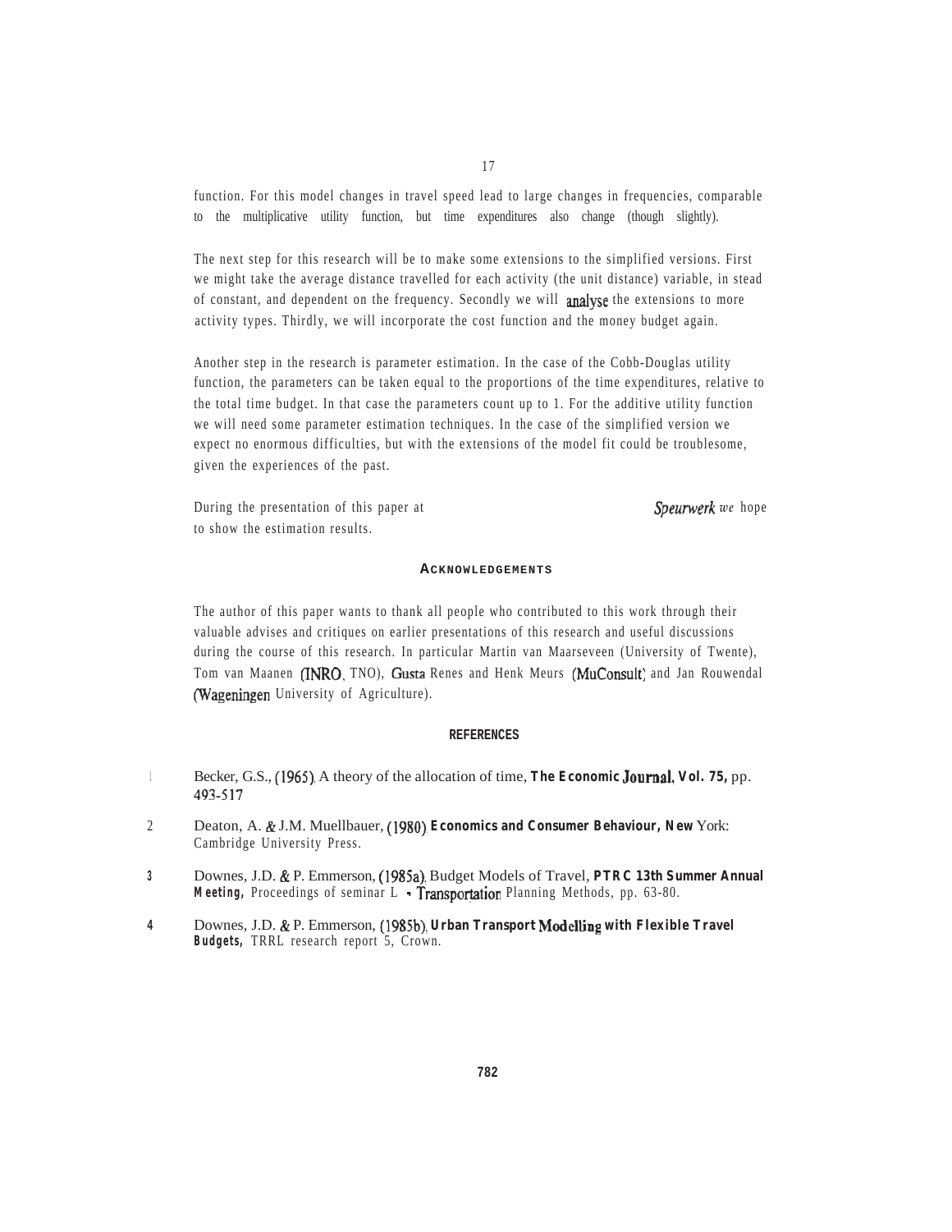function. For this model changes in travel speed lead to large changes in frequencies, comparable to the multiplicative utility function, but time expenditures also change (though slightly).

The next step for this research will be to make some extensions to the simplified versions. First we might take the average distance travelled for each activity (the unit distance) variable, in stead of constant, and dependent on the frequency. Secondly we will analyse the extensions to more activity types. Thirdly, we will incorporate the cost function and the money budget again.

Another step in the research is parameter estimation. In the case of the Cobb-Douglas utility function, the parameters can be taken equal to the proportions of the time expenditures, relative to the total time budget. In that case the parameters count up to 1. For the additive utility function we will need some parameter estimation techniques. In the case of the simplified version we expect no enormous difficulties, but with the extensions of the model fit could be troublesome, given the experiences of the past.

During the presentation of this paper at *Speurwerk we* hope to show the estimation results.

## ACKNOWLEDGEMENTS

The author of this paper wants to thank all people who contributed to this work through their valuable advises and critiques on earlier presentations of this research and useful discussions during the course of this research. In particular Martin van Maarseveen (University of Twente), Tom van Maanen (INRO, TNO), Gusta Renes and Henk Meurs (MuConsult) and Jan Rouwendal (Wageningen University of Agriculture).

## REFERENCES

1. Becker, G.S., (1965). A theory of the allocation of time, **The Economic Journal, Vol. 75,** pp. 493-517
2. Deaton, A. & J.M. Muellbauer, (1980). **Economics and Consumer Behaviour, New** York: Cambridge University Press.
3. Downes, J.D. & P. Emmerson, (1985a). Budget Models of Travel, **PTRC 13th Summer Annual Meeting,** Proceedings of seminar L - Transportation Planning Methods, pp. 63-80.
4. Downes, J.D. & P. Emmerson, (1985b). **Urban Transport Modelling with Flexible Travel Budgets,** TRRL research report 5, Crown.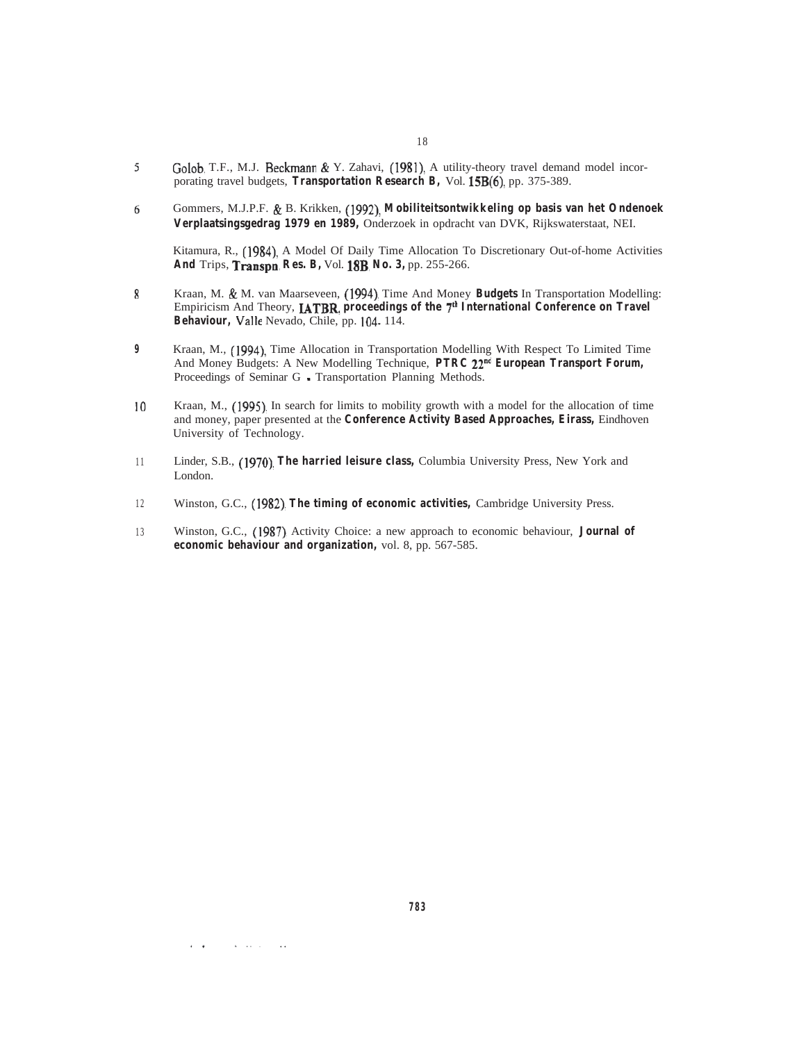5 Golob, T.F., M.J. Beckmann & Y. Zahavi, (1981), A utility-theory travel demand model incorporating travel budgets, **Transportation Research B,** Vol. 15B(6), pp. 375-389.

6 Gommers, M.J.P.F. & B. Krikken, (1992), **Mobiliteitsontwikkeling op basis van het Ondenoek Verplaatsingsgedrag 1979 en 1989,** Onderzoek in opdracht van DVK, Rijkswaterstaat, NEI.

Kitamura, R., (1984), A Model Of Daily Time Allocation To Discretionary Out-of-home Activities **And** Trips, **Transpn. Res. B,** Vol. **18B**, **No. 3,** pp. 255-266.

8 Kraan, M. & M. van Maarseveen, (1994), Time And Money **Budgets** In Transportation Modelling: Empiricism And Theory, **IATBR, proceedings of the 7th International Conference on Travel Behaviour,** Valle Nevado, Chile, pp. 104- 114.

9 Kraan, M., (1994), Time Allocation in Transportation Modelling With Respect To Limited Time And Money Budgets: A New Modelling Technique, **PTRC 22nd European Transport Forum,** Proceedings of Seminar G . Transportation Planning Methods.

10 Kraan, M., (1995), In search for limits to mobility growth with a model for the allocation of time and money, paper presented at the **Conference Activity Based Approaches, Eirass,** Eindhoven University of Technology.

11 Linder, S.B., (1970), **The harried leisure class,** Columbia University Press, New York and London.

12 Winston, G.C., (1982), **The timing of economic activities,** Cambridge University Press.

13 Winston, G.C., (1987), Activity Choice: a new approach to economic behaviour, **Journal of economic behaviour and organization,** vol. 8, pp. 567-585.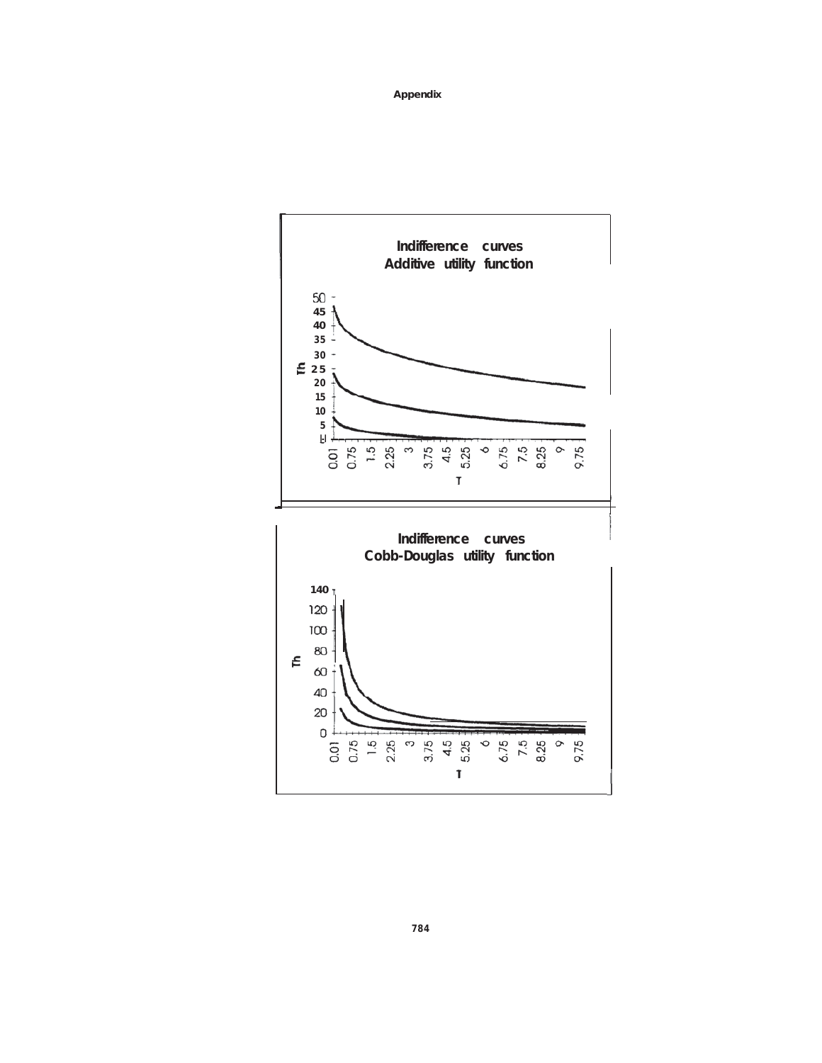# Appendix

**Indifference curves**
**Additive utility function**

**Indifference curves**
**Cobb-Douglas utility function**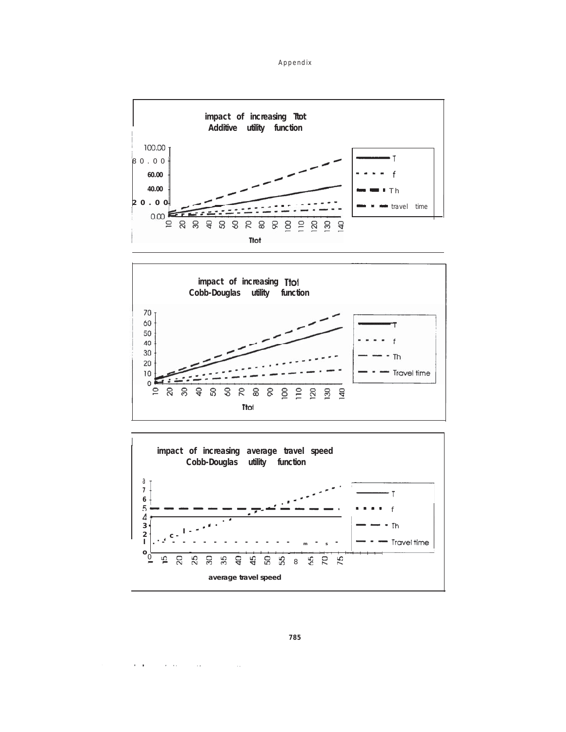**impact of increasing Ttot**
**Additive utility function**

Legend: T, f, Th, travel time

Ttot

**impact of increasing Ttot**
**Cobb-Douglas utility function**

Legend: T, f, Th, Travel time

Ttot

**impact of increasing average travel speed**
**Cobb-Douglas utility function**

Legend: T, f, Th, Travel time

average travel speed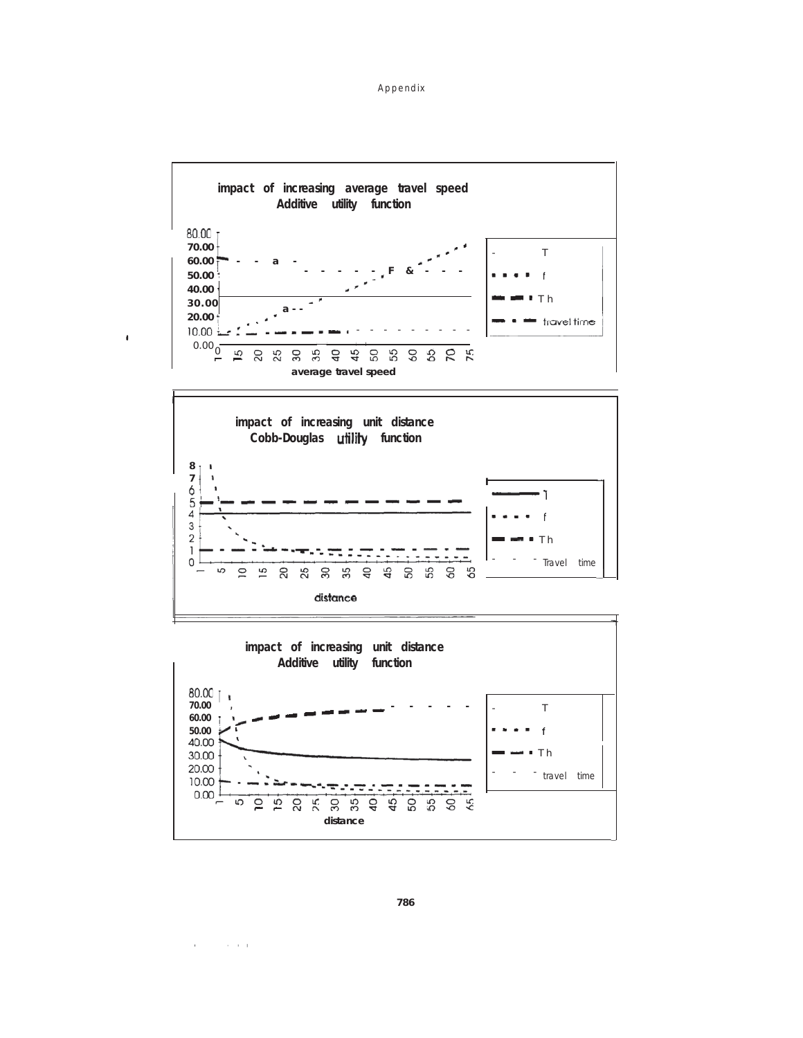impact of increasing average travel speed
Additive utility function

80.00
70.00
60.00
50.00
40.00
30.00
20.00
10.00
0.00

1 15 20 25 30 35 40 45 50 55 60 65 70 75

average travel speed

T
f
Th
travel time

impact of increasing unit distance
Cobb-Douglas utility function

8
7
6
5
4
3
2
1
0

1 5 10 15 20 25 30 35 40 45 50 55 60 65

distance

T
f
Th
Travel time

impact of increasing unit distance
Additive utility function

80.00
70.00
60.00
50.00
40.00
30.00
20.00
10.00
0.00

1 5 10 15 20 25 30 35 40 45 50 55 60 65

distance

T
f
Th
travel time